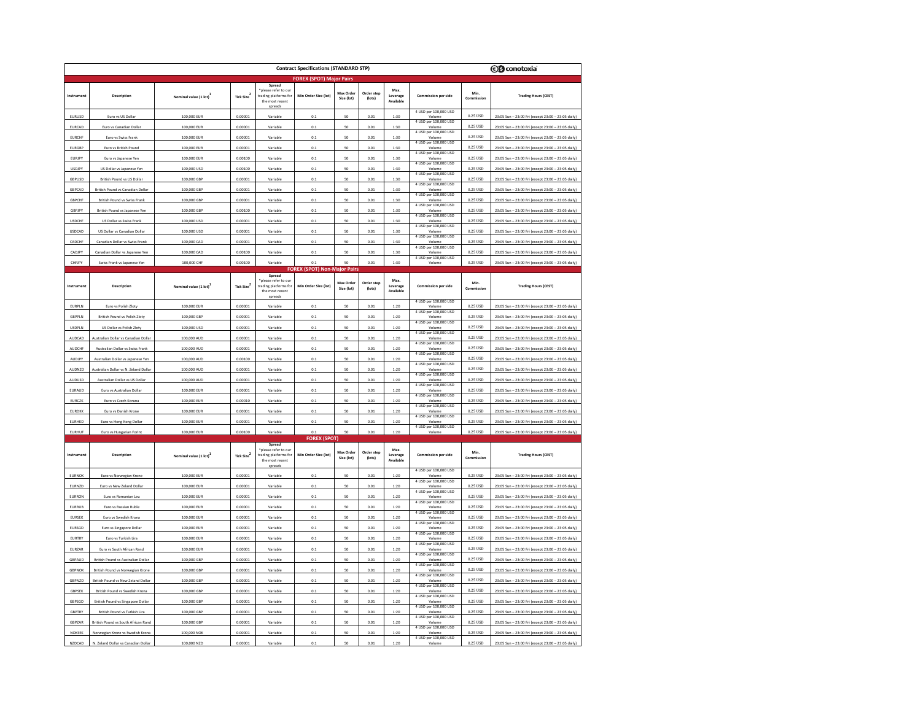# Contract Specifications (STANDARD STP)

conotoxia

## FOREX (SPOT) Major Pairs

| Instrument | Description | Nominal value (1 lot)[1] | Tick Size[2] | Spread *please refer to our trading platforms for the most recent spreads | Min Order Size (lot) | Max Order Size (lot) | Order step (lots) | Max. Leverage Available | Commission per side | Min. Commission | Trading Hours (CEST) |
|---|---|---|---|---|---|---|---|---|---|---|---|
| EURUSD | Euro vs US Dollar | 100,000 EUR | 0.00001 | Variable | 0.1 | 50 | 0.01 | 1:30 | 4 USD per 100,000 USD Volume | 0.25 USD | 23:05 Sun – 23:00 Fri (except 23:00 – 23:05 daily) |
| EURCAD | Euro vs Canadian Dollar | 100,000 EUR | 0.00001 | Variable | 0.1 | 50 | 0.01 | 1:30 | 4 USD per 100,000 USD Volume | 0.25 USD | 23:05 Sun – 23:00 Fri (except 23:00 – 23:05 daily) |
| EURCHF | Euro vs Swiss Frank | 100,000 EUR | 0.00001 | Variable | 0.1 | 50 | 0.01 | 1:30 | 4 USD per 100,000 USD Volume | 0.25 USD | 23:05 Sun – 23:00 Fri (except 23:00 – 23:05 daily) |
| EURGBP | Euro vs British Pound | 100,000 EUR | 0.00001 | Variable | 0.1 | 50 | 0.01 | 1:30 | 4 USD per 100,000 USD Volume | 0.25 USD | 23:05 Sun – 23:00 Fri (except 23:00 – 23:05 daily) |
| EURJPY | Euro vs Japanese Yen | 100,000 EUR | 0.00100 | Variable | 0.1 | 50 | 0.01 | 1:30 | 4 USD per 100,000 USD Volume | 0.25 USD | 23:05 Sun – 23:00 Fri (except 23:00 – 23:05 daily) |
| USDJPY | US Dollar vs Japanese Yen | 100,000 USD | 0.00100 | Variable | 0.1 | 50 | 0.01 | 1:30 | 4 USD per 100,000 USD Volume | 0.25 USD | 23:05 Sun – 23:00 Fri (except 23:00 – 23:05 daily) |
| GBPUSD | British Pound vs US Dollar | 100,000 GBP | 0.00001 | Variable | 0.1 | 50 | 0.01 | 1:30 | 4 USD per 100,000 USD Volume | 0.25 USD | 23:05 Sun – 23:00 Fri (except 23:00 – 23:05 daily) |
| GBPCAD | British Pound vs Canadian Dollar | 100,000 GBP | 0.00001 | Variable | 0.1 | 50 | 0.01 | 1:30 | 4 USD per 100,000 USD Volume | 0.25 USD | 23:05 Sun – 23:00 Fri (except 23:00 – 23:05 daily) |
| GBPCHF | British Pound vs Swiss Frank | 100,000 GBP | 0.00001 | Variable | 0.1 | 50 | 0.01 | 1:30 | 4 USD per 100,000 USD Volume | 0.25 USD | 23:05 Sun – 23:00 Fri (except 23:00 – 23:05 daily) |
| GBPJPY | British Pound vs Japanese Yen | 100,000 GBP | 0.00100 | Variable | 0.1 | 50 | 0.01 | 1:30 | 4 USD per 100,000 USD Volume | 0.25 USD | 23:05 Sun – 23:00 Fri (except 23:00 – 23:05 daily) |
| USDCHF | US Dollar vs Swiss Frank | 100,000 USD | 0.00001 | Variable | 0.1 | 50 | 0.01 | 1:30 | 4 USD per 100,000 USD Volume | 0.25 USD | 23:05 Sun – 23:00 Fri (except 23:00 – 23:05 daily) |
| USDCAD | US Dollar vs Canadian Dollar | 100,000 USD | 0.00001 | Variable | 0.1 | 50 | 0.01 | 1:30 | 4 USD per 100,000 USD Volume | 0.25 USD | 23:05 Sun – 23:00 Fri (except 23:00 – 23:05 daily) |
| CADCHF | Canadian Dollar vs Swiss Frank | 100,000 CAD | 0.00001 | Variable | 0.1 | 50 | 0.01 | 1:30 | 4 USD per 100,000 USD Volume | 0.25 USD | 23:05 Sun – 23:00 Fri (except 23:00 – 23:05 daily) |
| CADJPY | Canadian Dollar vs Japanese Yen | 100,000 CAD | 0.00100 | Variable | 0.1 | 50 | 0.01 | 1:30 | 4 USD per 100,000 USD Volume | 0.25 USD | 23:05 Sun – 23:00 Fri (except 23:00 – 23:05 daily) |
| CHFJPY | Swiss Frank vs Japanese Yen | 100,000 CHF | 0.00100 | Variable | 0.1 | 50 | 0.01 | 1:30 | 4 USD per 100,000 USD Volume | 0.25 USD | 23:05 Sun – 23:00 Fri (except 23:00 – 23:05 daily) |

## FOREX (SPOT) Non-Major Pairs

| Instrument | Description | Nominal value (1 lot)[1] | Tick Size[2] | Spread *please refer to our trading platforms for the most recent spreads | Min Order Size (lot) | Max Order Size (lot) | Order step (lots) | Max. Leverage Available | Commission per side | Min. Commission | Trading Hours (CEST) |
|---|---|---|---|---|---|---|---|---|---|---|---|
| EURPLN | Euro vs Polish Zloty | 100,000 EUR | 0.00001 | Variable | 0.1 | 50 | 0.01 | 1:20 | 4 USD per 100,000 USD Volume | 0.25 USD | 23:05 Sun – 23:00 Fri (except 23:00 – 23:05 daily) |
| GBPPLN | British Pound vs Polish Zloty | 100,000 GBP | 0.00001 | Variable | 0.1 | 50 | 0.01 | 1:20 | 4 USD per 100,000 USD Volume | 0.25 USD | 23:05 Sun – 23:00 Fri (except 23:00 – 23:05 daily) |
| USDPLN | US Dollar vs Polish Zloty | 100,000 USD | 0.00001 | Variable | 0.1 | 50 | 0.01 | 1:20 | 4 USD per 100,000 USD Volume | 0.25 USD | 23:05 Sun – 23:00 Fri (except 23:00 – 23:05 daily) |
| AUDCAD | Australian Dollar vs Canadian Dollar | 100,000 AUD | 0.00001 | Variable | 0.1 | 50 | 0.01 | 1:20 | 4 USD per 100,000 USD Volume | 0.25 USD | 23:05 Sun – 23:00 Fri (except 23:00 – 23:05 daily) |
| AUDCHF | Australian Dollar vs Swiss Frank | 100,000 AUD | 0.00001 | Variable | 0.1 | 50 | 0.01 | 1:20 | 4 USD per 100,000 USD Volume | 0.25 USD | 23:05 Sun – 23:00 Fri (except 23:00 – 23:05 daily) |
| AUDJPY | Australian Dollar vs Japanese Yen | 100,000 AUD | 0.00100 | Variable | 0.1 | 50 | 0.01 | 1:20 | 4 USD per 100,000 USD Volume | 0.25 USD | 23:05 Sun – 23:00 Fri (except 23:00 – 23:05 daily) |
| AUDNZD | Australian Dollar vs N. Zeland Dollar | 100,000 AUD | 0.00001 | Variable | 0.1 | 50 | 0.01 | 1:20 | 4 USD per 100,000 USD Volume | 0.25 USD | 23:05 Sun – 23:00 Fri (except 23:00 – 23:05 daily) |
| AUDUSD | Australian Dollar vs US Dollar | 100,000 AUD | 0.00001 | Variable | 0.1 | 50 | 0.01 | 1:20 | 4 USD per 100,000 USD Volume | 0.25 USD | 23:05 Sun – 23:00 Fri (except 23:00 – 23:05 daily) |
| EURAUD | Euro vs Australian Dollar | 100,000 EUR | 0.00001 | Variable | 0.1 | 50 | 0.01 | 1:20 | 4 USD per 100,000 USD Volume | 0.25 USD | 23:05 Sun – 23:00 Fri (except 23:00 – 23:05 daily) |
| EURCZK | Euro vs Czech Koruna | 100,000 EUR | 0.00010 | Variable | 0.1 | 50 | 0.01 | 1:20 | 4 USD per 100,000 USD Volume | 0.25 USD | 23:05 Sun – 23:00 Fri (except 23:00 – 23:05 daily) |
| EURDKK | Euro vs Danish Krone | 100,000 EUR | 0.00001 | Variable | 0.1 | 50 | 0.01 | 1:20 | 4 USD per 100,000 USD Volume | 0.25 USD | 23:05 Sun – 23:00 Fri (except 23:00 – 23:05 daily) |
| EURHKD | Euro vs Hong Kong Dollar | 100,000 EUR | 0.00001 | Variable | 0.1 | 50 | 0.01 | 1:20 | 4 USD per 100,000 USD Volume | 0.25 USD | 23:05 Sun – 23:00 Fri (except 23:00 – 23:05 daily) |
| EURHUF | Euro vs Hungarian Forint | 100,000 EUR | 0.00100 | Variable | 0.1 | 50 | 0.01 | 1:20 | 4 USD per 100,000 USD Volume | 0.25 USD | 23:05 Sun – 23:00 Fri (except 23:00 – 23:05 daily) |

## FOREX (SPOT)

| Instrument | Description | Nominal value (1 lot)[1] | Tick Size[2] | Spread *please refer to our trading platforms for the most recent spreads | Min Order Size (lot) | Max Order Size (lot) | Order step (lots) | Max. Leverage Available | Commission per side | Min. Commission | Trading Hours (CEST) |
|---|---|---|---|---|---|---|---|---|---|---|---|
| EURNOK | Euro vs Norwegian Krone | 100,000 EUR | 0.00001 | Variable | 0.1 | 50 | 0.01 | 1:20 | 4 USD per 100,000 USD Volume | 0.25 USD | 23:05 Sun – 23:00 Fri (except 23:00 – 23:05 daily) |
| EURNZD | Euro vs New Zeland Dollar | 100,000 EUR | 0.00001 | Variable | 0.1 | 50 | 0.01 | 1:20 | 4 USD per 100,000 USD Volume | 0.25 USD | 23:05 Sun – 23:00 Fri (except 23:00 – 23:05 daily) |
| EURRON | Euro vs Romanian Leu | 100,000 EUR | 0.00001 | Variable | 0.1 | 50 | 0.01 | 1:20 | 4 USD per 100,000 USD Volume | 0.25 USD | 23:05 Sun – 23:00 Fri (except 23:00 – 23:05 daily) |
| EURRUB | Euro vs Russian Ruble | 100,000 EUR | 0.00001 | Variable | 0.1 | 50 | 0.01 | 1:20 | 4 USD per 100,000 USD Volume | 0.25 USD | 23:05 Sun – 23:00 Fri (except 23:00 – 23:05 daily) |
| EURSEK | Euro vs Swedish Krona | 100,000 EUR | 0.00001 | Variable | 0.1 | 50 | 0.01 | 1:20 | 4 USD per 100,000 USD Volume | 0.25 USD | 23:05 Sun – 23:00 Fri (except 23:00 – 23:05 daily) |
| EURSGD | Euro vs Singapore Dollar | 100,000 EUR | 0.00001 | Variable | 0.1 | 50 | 0.01 | 1:20 | 4 USD per 100,000 USD Volume | 0.25 USD | 23:05 Sun – 23:00 Fri (except 23:00 – 23:05 daily) |
| EURTRY | Euro vs Turkish Lira | 100,000 EUR | 0.00001 | Variable | 0.1 | 50 | 0.01 | 1:20 | 4 USD per 100,000 USD Volume | 0.25 USD | 23:05 Sun – 23:00 Fri (except 23:00 – 23:05 daily) |
| EURZAR | Euro vs South African Rand | 100,000 EUR | 0.00001 | Variable | 0.1 | 50 | 0.01 | 1:20 | 4 USD per 100,000 USD Volume | 0.25 USD | 23:05 Sun – 23:00 Fri (except 23:00 – 23:05 daily) |
| GBPAUD | British Pound vs Australian Dollar | 100,000 GBP | 0.00001 | Variable | 0.1 | 50 | 0.01 | 1:20 | 4 USD per 100,000 USD Volume | 0.25 USD | 23:05 Sun – 23:00 Fri (except 23:00 – 23:05 daily) |
| GBPNOK | British Pound vs Norwegian Krone | 100,000 GBP | 0.00001 | Variable | 0.1 | 50 | 0.01 | 1:20 | 4 USD per 100,000 USD Volume | 0.25 USD | 23:05 Sun – 23:00 Fri (except 23:00 – 23:05 daily) |
| GBPNZD | British Pound vs New Zeland Dollar | 100,000 GBP | 0.00001 | Variable | 0.1 | 50 | 0.01 | 1:20 | 4 USD per 100,000 USD Volume | 0.25 USD | 23:05 Sun – 23:00 Fri (except 23:00 – 23:05 daily) |
| GBPSEK | British Pound vs Swedish Krona | 100,000 GBP | 0.00001 | Variable | 0.1 | 50 | 0.01 | 1:20 | 4 USD per 100,000 USD Volume | 0.25 USD | 23:05 Sun – 23:00 Fri (except 23:00 – 23:05 daily) |
| GBPSGD | British Pound vs Singapore Dollar | 100,000 GBP | 0.00001 | Variable | 0.1 | 50 | 0.01 | 1:20 | 4 USD per 100,000 USD Volume | 0.25 USD | 23:05 Sun – 23:00 Fri (except 23:00 – 23:05 daily) |
| GBPTRY | British Pound vs Turkish Lira | 100,000 GBP | 0.00001 | Variable | 0.1 | 50 | 0.01 | 1:20 | 4 USD per 100,000 USD Volume | 0.25 USD | 23:05 Sun – 23:00 Fri (except 23:00 – 23:05 daily) |
| GBPZAR | British Pound vs South African Rand | 100,000 GBP | 0.00001 | Variable | 0.1 | 50 | 0.01 | 1:20 | 4 USD per 100,000 USD Volume | 0.25 USD | 23:05 Sun – 23:00 Fri (except 23:00 – 23:05 daily) |
| NOKSEK | Norwegian Krone vs Swedish Krona | 100,000 NOK | 0.00001 | Variable | 0.1 | 50 | 0.01 | 1:20 | 4 USD per 100,000 USD Volume | 0.25 USD | 23:05 Sun – 23:00 Fri (except 23:00 – 23:05 daily) |
| NZDCAD | N. Zeland Dollar vs Canadian Dollar | 100,000 NZD | 0.00001 | Variable | 0.1 | 50 | 0.01 | 1:20 | 4 USD per 100,000 USD Volume | 0.25 USD | 23:05 Sun – 23:00 Fri (except 23:00 – 23:05 daily) |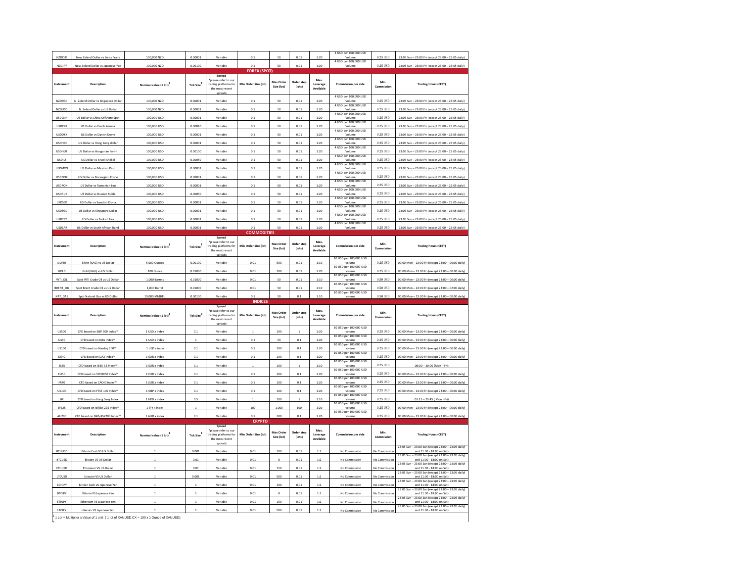| Instrument | Description | Nominal value (1 lot)[1] | Tick Size[2] | Spread *please refer to our trading platforms for the most recent spreads | Min Order Size (lot) | Max Order Size (lot) | Order step (lots) | Max. Leverage Available | Commission per side | Min. Commission | Trading Hours (CEST) |
|---|---|---|---|---|---|---|---|---|---|---|---|
| NZDCHF | New Zeland Dollar vs Swiss Frank | 100,000 NZD | 0.00001 | Variable | 0.1 | 50 | 0.01 | 1:20 | 4 USD per 100,000 USD Volume | 0.25 USD | 23:05 Sun – 23:00 Fri (except 23:00 – 23:05 daily) |
| NZDJPY | New Zeland Dollar vs Japanese Yen | 100,000 NZD | 0.00100 | Variable | 0.1 | 50 | 0.01 | 1:20 | 4 USD per 100,000 USD Volume | 0.25 USD | 23:05 Sun – 23:00 Fri (except 23:00 – 23:05 daily) |

## FOREX (SPOT)

| Instrument | Description | Nominal value (1 lot)[1] | Tick Size[2] | Spread *please refer to our trading platforms for the most recent spreads | Min Order Size (lot) | Max Order Size (lot) | Order step (lots) | Max. Leverage Available | Commission per side | Min. Commission | Trading Hours (CEST) |
|---|---|---|---|---|---|---|---|---|---|---|---|
| NZDSGD | N. Zeland Dollar vs Singapore Dollar | 100,000 NZD | 0.00001 | Variable | 0.1 | 50 | 0.01 | 1:20 | 4 USD per 100,000 USD Volume | 0.25 USD | 23:05 Sun – 23:00 Fri (except 23:00 – 23:05 daily) |
| NZDUSD | N. Zeland Dollar vs US Dollar | 100,000 NZD | 0.00001 | Variable | 0.1 | 50 | 0.01 | 1:20 | 4 USD per 100,000 USD Volume | 0.25 USD | 23:05 Sun – 23:00 Fri (except 23:00 – 23:05 daily) |
| USDCNH | US Dollar vs China Offshore Spot | 100,000 USD | 0.00001 | Variable | 0.1 | 50 | 0.01 | 1:20 | 4 USD per 100,000 USD Volume | 0.25 USD | 23:05 Sun – 23:00 Fri (except 23:00 – 23:05 daily) |
| USDCZK | US Dollar vs Czech Koruna | 100,000 USD | 0.00010 | Variable | 0.1 | 50 | 0.01 | 1:20 | 4 USD per 100,000 USD Volume | 0.25 USD | 23:05 Sun – 23:00 Fri (except 23:00 – 23:05 daily) |
| USDDKK | US Dollar vs Danish Krone | 100,000 USD | 0.00001 | Variable | 0.1 | 50 | 0.01 | 1:20 | 4 USD per 100,000 USD Volume | 0.25 USD | 23:05 Sun – 23:00 Fri (except 23:00 – 23:05 daily) |
| USDHKD | US Dollar vs Hong Kong dollar | 100,000 USD | 0.00001 | Variable | 0.1 | 50 | 0.01 | 1:20 | 4 USD per 100,000 USD Volume | 0.25 USD | 23:05 Sun – 23:00 Fri (except 23:00 – 23:05 daily) |
| USDHUF | US Dollar vs Hungarian Forint | 100,000 USD | 0.00100 | Variable | 0.1 | 50 | 0.01 | 1:20 | 4 USD per 100,000 USD Volume | 0.25 USD | 23:05 Sun – 23:00 Fri (except 23:00 – 23:05 daily) |
| USDILS | US Dollar vs Israeli Shekel | 100,000 USD | 0.00050 | Variable | 0.1 | 50 | 0.01 | 1:20 | 4 USD per 100,000 USD Volume | 0.25 USD | 23:05 Sun – 23:00 Fri (except 23:00 – 23:05 daily) |
| USDMXN | US Dollar vs Mexican Peso | 100,000 USD | 0.00001 | Variable | 0.1 | 50 | 0.01 | 1:20 | 4 USD per 100,000 USD Volume | 0.25 USD | 23:05 Sun – 23:00 Fri (except 23:00 – 23:05 daily) |
| USDNOK | US Dollar vs Norwegian Krone | 100,000 USD | 0.00001 | Variable | 0.1 | 50 | 0.01 | 1:20 | 4 USD per 100,000 USD Volume | 0.25 USD | 23:05 Sun – 23:00 Fri (except 23:00 – 23:05 daily) |
| USDRON | US Dollar vs Romanian Leu | 100,000 USD | 0.00001 | Variable | 0.1 | 50 | 0.01 | 1:20 | 4 USD per 100,000 USD Volume | 0.25 USD | 23:05 Sun – 23:00 Fri (except 23:00 – 23:05 daily) |
| USDRUB | US Dollar vs Russian Ruble | 100,000 USD | 0.00050 | Variable | 0.1 | 50 | 0.01 | 1:20 | 4 USD per 100,000 USD Volume | 0.25 USD | 23:05 Sun – 23:00 Fri (except 23:00 – 23:05 daily) |
| USDSEK | US Dollar vs Swedish Krona | 100,000 USD | 0.00001 | Variable | 0.1 | 50 | 0.01 | 1:20 | 4 USD per 100,000 USD Volume | 0.25 USD | 23:05 Sun – 23:00 Fri (except 23:00 – 23:05 daily) |
| USDSGD | US Dollar vs Singapore Dollar | 100,000 USD | 0.00001 | Variable | 0.1 | 50 | 0.01 | 1:20 | 4 USD per 100,000 USD Volume | 0.25 USD | 23:05 Sun – 23:00 Fri (except 23:00 – 23:05 daily) |
| USDTRY | US Dollar vs Turkish Lira | 100,000 USD | 0.00001 | Variable | 0.1 | 50 | 0.01 | 1:20 | 4 USD per 100,000 USD Volume | 0.25 USD | 23:05 Sun – 23:00 Fri (except 23:00 – 23:05 daily) |
| USDZAR | US Dollar vs South African Rand | 100,000 USD | 0.00001 | Variable | 0.1 | 50 | 0.01 | 1:20 | 4 USD per 100,000 USD Volume | 0.25 USD | 23:05 Sun – 23:00 Fri (except 23:00 – 23:05 daily) |

## COMMODITIES

| Instrument | Description | Nominal value (1 lot)[1] | Tick Size[2] | Spread *please refer to our trading platforms for the most recent spreads | Min Order Size (lot) | Max Order Size (lot) | Order step (lots) | Max. Leverage Available | Commission per side | Min. Commission | Trading Hours (CEST) |
|---|---|---|---|---|---|---|---|---|---|---|---|
| SILVER | Silver (XAG) vs US Dollar | 5,000 Ounces | 0.00100 | Variable | 0.01 | 500 | 0.01 | 1:10 | 10 USD per 100,000 USD volume | 0.25 USD | 00:00 Mon – 23:00 Fri (except 23:00 – 00:00 daily) |
| GOLD | Gold (XAU) vs US Dollar | 100 Ounce | 0.01000 | Variable | 0.01 | 100 | 0.01 | 1:20 | 10 USD per 100,000 USD volume | 0.25 USD | 00:00 Mon – 23:00 Fri (except 23:00 – 00:00 daily) |
| WTI_OIL | Spot WTI Crude Oil vs US Dollar | 1,000 Barrels | 0.01000 | Variable | 0.01 | 50 | 0.01 | 1:10 | 10 USD per 100,000 USD volume | 0.50 USD | 00:00 Mon – 23:00 Fri (except 23:00 – 00:00 daily) |
| BRENT_OIL | Spot Brent Crude Oil vs US Dollar | 1,000 Barrel | 0.01000 | Variable | 0.01 | 50 | 0.01 | 1:10 | 10 USD per 100,000 USD volume | 0.50 USD | 02:00 Mon – 23:00 Fri (except 23:00 – 02:00 daily) |
| NAT_GAS | Spot Natural Gas vs US Dollar | 10,000 MMBTU | 0.00100 | Variable | 0.1 | 50 | 0.1 | 1:10 | 10 USD per 100,000 USD volume | 0.50 USD | 00:00 Mon – 23:00 Fri (except 23:00 – 00:00 daily) |

## INDICES

| Instrument | Description | Nominal value (1 lot)[1] | Tick Size[2] | Spread *please refer to our trading platforms for the most recent spreads | Min Order Size (lot) | Max Order Size (lot) | Order step (lots) | Max. Leverage Available | Commission per side | Min. Commission | Trading Hours (CEST) |
|---|---|---|---|---|---|---|---|---|---|---|---|
| US500 | CFD based on S&P 500 Index™ | 1 USD x index | 0.1 | Variable | 1 | 100 | 1 | 1:20 | 10 USD per 100,000 USD volume | 0.25 USD | 00:00 Mon – 23:00 Fri (except 23:00 – 00:00 daily) |
| US30 | CFD based on DJIA Index™ | 1 USD x index | 1 | Variable | 0.1 | 50 | 0.1 | 1:20 | 10 USD per 100,000 USD volume | 0.25 USD | 00:00 Mon – 23:00 Fri (except 23:00 – 00:00 daily) |
| US100 | CFD based on Nasdaq 100™ | 1 USD x index | 0.1 | Variable | 0.1 | 100 | 0.1 | 1:20 | 10 USD per 100,000 USD volume | 0.25 USD | 00:00 Mon – 23:00 Fri (except 23:00 – 00:00 daily) |
| DE40 | CFD based on DAX Index™ | 1 EUR x index | 0.1 | Variable | 0.1 | 100 | 0.1 | 1:20 | 10 USD per 100,000 USD volume | 0.25 USD | 00:00 Mon – 23:00 Fri (except 23:00 – 00:00 daily) |
| ES35 | CFD based on IBEX-35 Index™ | 1 EUR x index | 0.1 | Variable | 1 | 100 | 1 | 1:10 | 10 USD per 100,000 USD volume | 0.25 USD | 08:00 – 20:00 (Mon – Fri) |
| EU50 | CFD based on STOXX50 Index™ | 1 EUR x index | 0.1 | Variable | 0.1 | 100 | 0.1 | 1:20 | 10 USD per 100,000 USD volume | 0.25 USD | 00:00 Mon – 23:00 Fri (except 23:00 – 00:00 daily) |
| FR40 | CFD based on CAC40 Index™ | 1 EUR x index | 0.1 | Variable | 0.1 | 100 | 0.1 | 1:20 | 10 USD per 100,000 USD volume | 0.25 USD | 00:00 Mon – 23:00 Fri (except 23:00 – 00:00 daily) |
| UK100 | CFD based on FTSE 100 Index™ | 1 GBP x index | 0.1 | Variable | 0.1 | 100 | 0.1 | 1:20 | 10 USD per 100,000 USD volume | 0.25 USD | 00:00 Mon – 23:00 Fri (except 23:00 – 00:00 daily) |
| HK | CFD based on Hang Seng Index | 1 HKD x index | 0.5 | Variable | 1 | 100 | 1 | 1:10 | 10 USD per 100,000 USD volume | 0.25 USD | 03:15 – 20:45 ( Mon - Fri) |
| JP225 | CFD based on Nikkei 225 Index™ | 1 JPY x index | 1 | Variable | 100 | 1,000 | 100 | 1:20 | 10 USD per 100,000 USD volume | 0.25 USD | 00:00 Mon – 23:00 Fri (except 23:00 – 00:00 daily) |
| AU200 | CFD based on S&P/ASX200 Index™ | 1 AUD x index | 0.1 | Variable | 0.1 | 100 | 0.1 | 1:20 | 10 USD per 100,000 USD volume | 0.25 USD | 00:00 Mon – 23:00 Fri (except 23:00 – 00:00 daily) |

## CRYPTO

| Instrument | Description | Nominal value (1 lot)[1] | Tick Size[2] | Spread *please refer to our trading platforms for the most recent spreads | Min Order Size (lot) | Max Order Size (lot) | Order step (lots) | Max. Leverage Available | Commission per side | Min. Commission | Trading Hours (CEST) |
|---|---|---|---|---|---|---|---|---|---|---|---|
| BCHUSD | Bitcoin Cash VS US Dollar | 1 | 0.001 | Variable | 0.01 | 100 | 0.01 | 1:2 | No Commission | No Commission | 23:05 Sun – 23:00 Sun (except 23:00 – 23:05 daily) and 11:00 - 18:00 on Sat) |
| BTCUSD | Bitcoin VS US Dollar | 1 | 0.01 | Variable | 0.01 | 8 | 0.01 | 1:2 | No Commission | No Commission | 23:05 Sun – 23:00 Sun (except 23:00 – 23:05 daily) and 11:00 - 18:00 on Sat) |
| ETHUSD | Ethereum VS US Dollar | 1 | 0.01 | Variable | 0.01 | 150 | 0.01 | 1:2 | No Commission | No Commission | 23:05 Sun – 23:00 Sun (except 23:00 – 23:05 daily) and 11:00 - 18:00 on Sat) |
| LTCUSD | Litecoin VS US Dollar | 1 | 0.001 | Variable | 0.01 | 500 | 0.01 | 1:2 | No Commission | No Commission | 23:05 Sun – 23:00 Sun (except 23:00 – 23:05 daily) and 11:00 - 18:00 on Sat) |
| BCHJPY | Bitcoin Cash VS Japanese Yen | 1 | 1 | Variable | 0.01 | 100 | 0.01 | 1:2 | No Commission | No Commission | 23:05 Sun – 23:00 Sun (except 23:00 – 23:05 daily) and 11:00 - 18:00 on Sat) |
| BTCJPY | Bitcoin VS Japanese Yen | 1 | 1 | Variable | 0.01 | 8 | 0.01 | 1:2 | No Commission | No Commission | 23:05 Sun – 23:00 Sun (except 23:00 – 23:05 daily) and 11:00 - 18:00 on Sat) |
| ETHJPY | Ethereum VS Japanese Yen | 1 | 1 | Variable | 0.01 | 150 | 0.01 | 1:2 | No Commission | No Commission | 23:05 Sun – 23:00 Sun (except 23:00 – 23:05 daily) and 11:00 - 18:00 on Sat) |
| LTCJPY | Litecoin VS Japanese Yen | 1 | 1 | Variable | 0.01 | 500 | 0.01 | 1:2 | No Commission | No Commission | 23:05 Sun – 23:00 Sun (except 23:00 – 23:05 daily) and 11:00 - 18:00 on Sat) |

[1] 1 Lot = Multiplier x Value of 1 unit ( 1 lot of XAUUSD.CX = 100 x 1 Ounce of XAUUSD).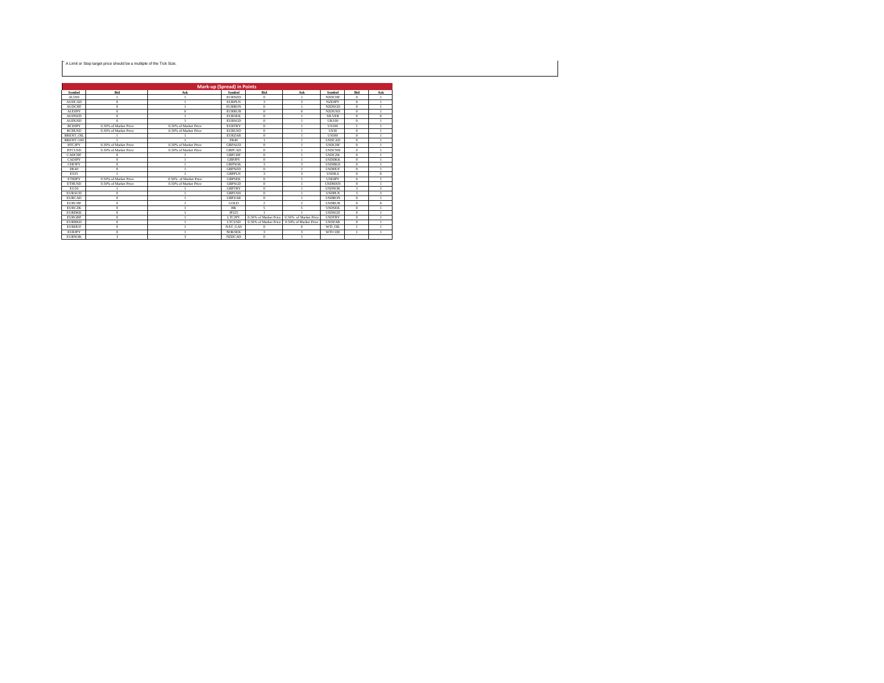* A Limit or Stop target price should be a multiple of the Tick Size.

| Mark-up (Spread) in Points | | | | | | | | |
|---|---|---|---|---|---|---|---|---|
| Symbol | Bid | Ask | Symbol | Bid | Ask | Symbol | Bid | Ask |
| AU200 | 1 | 1 | EURNZD | 0 | 1 | NZDCHF | 0 | 1 |
| AUDCAD | 0 | 1 | EURPLN | 3 | 3 | NZDJPY | 0 | 1 |
| AUDCHF | 0 | 1 | EURRON | 0 | 1 | NZDSGD | 0 | 1 |
| AUDJPY | 0 | 0 | EURRUB | 0 | 0 | NZDUSD | 0 | 1 |
| AUDNZD | 0 | 1 | EURSEK | 0 | 1 | SILVER | 0 | 0 |
| AUDUSD | 0 | 1 | EURSGD | 0 | 1 | UK100 | 0 | 1 |
| BCHJPY | 0.30% of Market Price | 0.30% of Market Price | EURTRY | 0 | 1 | US100 | 1 | 1 |
| BCHUSD | 0.30% of Market Price | 0.30% of Market Price | EURUSD | 0 | 1 | US30 | 0 | 1 |
| BRENT_OIL | 1 | 1 | EURZAR | 0 | 1 | US500 | 0 | 1 |
| BRENT+100 | 1 | 1 | FR40 | 1 | 1 | USDCAD | 0 | 1 |
| BTCJPY | 0.30% of Market Price | 0.30% of Market Price | GBPAUD | 0 | 1 | USDCHF | 0 | 1 |
| BTCUSD | 0.30% of Market Price | 0.30% of Market Price | GBPCAD | 0 | 1 | USDCNH | 0 | 1 |
| CADCHF | 0 | 1 | GBPCHF | 0 | 1 | USDCZK | 0 | 1 |
| CADJPY | 0 | 1 | GBPJPY | 0 | 1 | USDDKK | 0 | 1 |
| CHFJPY | 0 | 1 | GBPNOK | 3 | 3 | USDHKD | 0 | 1 |
| DE40 | 0 | 1 | GBPNZD | 0 | 1 | USDHUF | 0 | 1 |
| ES35 | 1 | 1 | GBPPLN | 3 | 3 | USDILS | 0 | 0 |
| ETHJPY | 0.50% of Market Price | 0.50% of Market Price | GBPSEK | 0 | 1 | USDJPY | 0 | 1 |
| ETHUSD | 0.50% of Market Price | 0.50% of Market Price | GBPSGD | 0 | 1 | USDMXN | 0 | 1 |
| EU50 | 1 | 1 | GBPTRY | 0 | 1 | USDNOK | 3 | 3 |
| EURAUD | 0 | 1 | GBPUSD | 0 | 1 | USDPLN | 3 | 3 |
| EURCAD | 0 | 1 | GBPZAR | 0 | 1 | USDRON | 0 | 1 |
| EURCHF | 0 | 1 | GOLD | 2 | 2 | USDRUB | 0 | 0 |
| EURCZK | 0 | 1 | HK | 5 | 5 | USDSEK | 0 | 1 |
| EURDKK | 0 | 1 | JP225 | 1 | 1 | USDSGD | 0 | 1 |
| EURGBP | 0 | 1 | LTCJPY | 0.50% of Market Price | 0.50% of Market Price | USDTRY | 0 | 1 |
| EURHKD | 0 | 1 | LTCUSD | 0.50% of Market Price | 0.50% of Market Price | USDZAR | 0 | 1 |
| EURHUF | 0 | 1 | NAT_GAS | 0 | 0 | WTI_OIL | 1 | 1 |
| EURJPY | 0 | 1 | NOKSEK | 3 | 3 | WTI+100 | 1 | 1 |
| EURNOK | 3 | 3 | NZDCAD | 0 | 1 | | | |